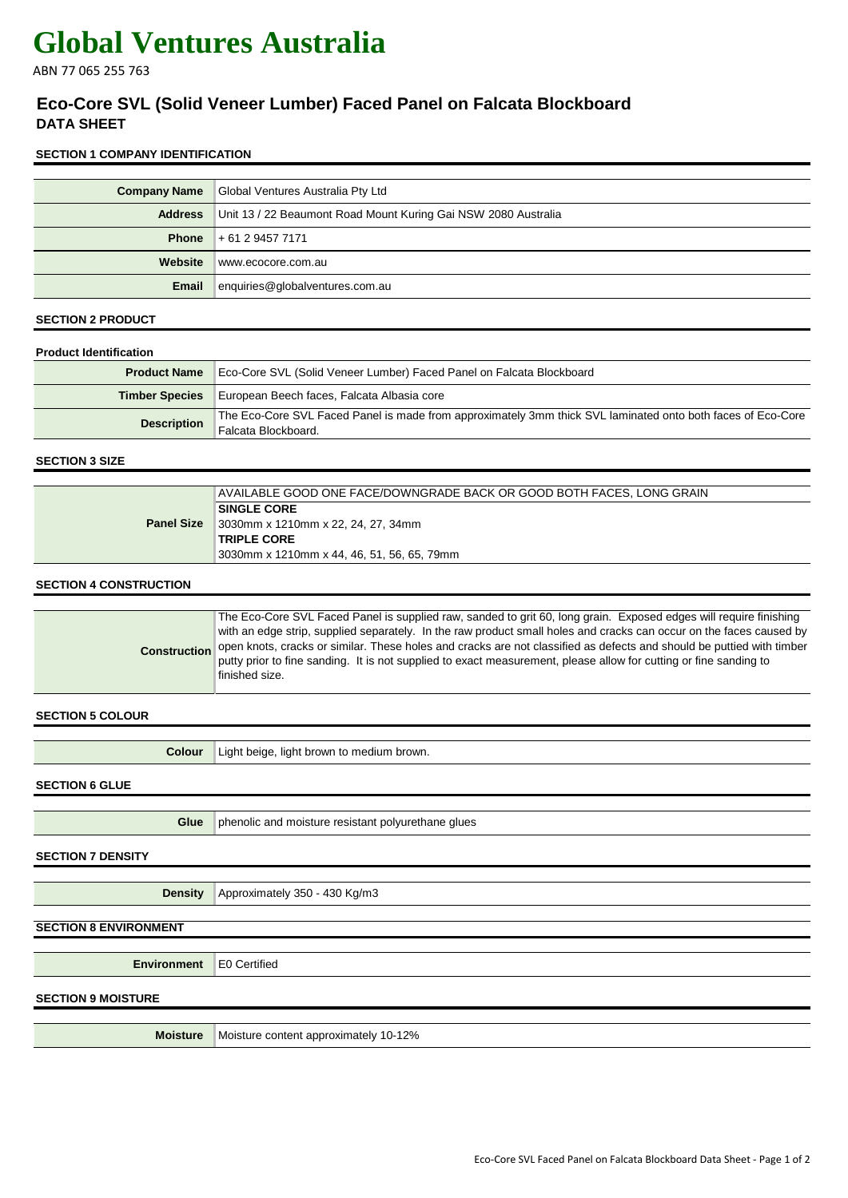# Global Ventures Australia

ABN 77 065 255 763

## Eco-Core SVL (Solid Veneer Lumber) Faced Panel on Falcata Blockboard

**DATA SHEET**

### SECTION 1 COMPANY IDENTIFICATION

| | |
|---|---|
| **Company Name** | Global Ventures Australia Pty Ltd |
| **Address** | Unit 13 / 22 Beaumont Road Mount Kuring Gai NSW 2080 Australia |
| **Phone** | + 61 2 9457 7171 |
| **Website** | www.ecocore.com.au |
| **Email** | enquiries@globalventures.com.au |

### SECTION 2 PRODUCT

**Product Identification**

| | |
|---|---|
| **Product Name** | Eco-Core SVL (Solid Veneer Lumber) Faced Panel on Falcata Blockboard |
| **Timber Species** | European Beech faces, Falcata Albasia core |
| **Description** | The Eco-Core SVL Faced Panel is made from approximately 3mm thick SVL laminated onto both faces of Eco-Core Falcata Blockboard. |

### SECTION 3 SIZE

| | |
|---|---|
| **Panel Size** | AVAILABLE GOOD ONE FACE/DOWNGRADE BACK OR GOOD BOTH FACES, LONG GRAIN<br>**SINGLE CORE**<br>3030mm x 1210mm x 22, 24, 27, 34mm<br>**TRIPLE CORE**<br>3030mm x 1210mm x 44, 46, 51, 56, 65, 79mm |

### SECTION 4 CONSTRUCTION

| | |
|---|---|
| **Construction** | The Eco-Core SVL Faced Panel is supplied raw, sanded to grit 60, long grain. Exposed edges will require finishing with an edge strip, supplied separately. In the raw product small holes and cracks can occur on the faces caused by open knots, cracks or similar. These holes and cracks are not classified as defects and should be puttied with timber putty prior to fine sanding. It is not supplied to exact measurement, please allow for cutting or fine sanding to finished size. |

### SECTION 5 COLOUR

| | |
|---|---|
| **Colour** | Light beige, light brown to medium brown. |

### SECTION 6 GLUE

| | |
|---|---|
| **Glue** | phenolic and moisture resistant polyurethane glues |

### SECTION 7 DENSITY

| | |
|---|---|
| **Density** | Approximately 350 - 430 Kg/m3 |

### SECTION 8 ENVIRONMENT

| | |
|---|---|
| **Environment** | E0 Certified |

### SECTION 9 MOISTURE

| | |
|---|---|
| **Moisture** | Moisture content approximately 10-12% |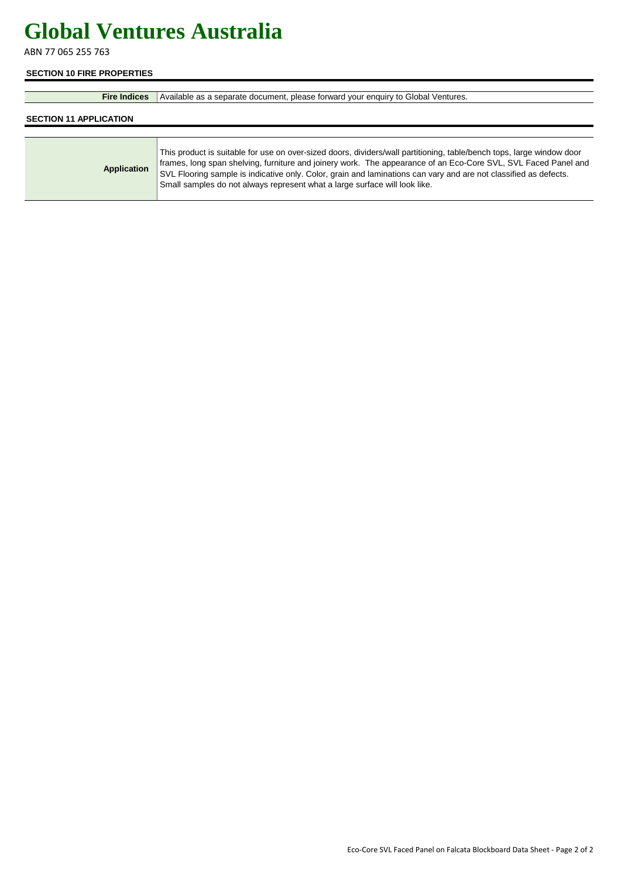# Global Ventures Australia

ABN 77 065 255 763

## SECTION 10 FIRE PROPERTIES

| | |
|---|---|
| **Fire Indices** | Available as a separate document, please forward your enquiry to Global Ventures. |

## SECTION 11 APPLICATION

| | |
|---|---|
| **Application** | This product is suitable for use on over-sized doors, dividers/wall partitioning, table/bench tops, large window door frames, long span shelving, furniture and joinery work. The appearance of an Eco-Core SVL, SVL Faced Panel and SVL Flooring sample is indicative only. Color, grain and laminations can vary and are not classified as defects. Small samples do not always represent what a large surface will look like. |